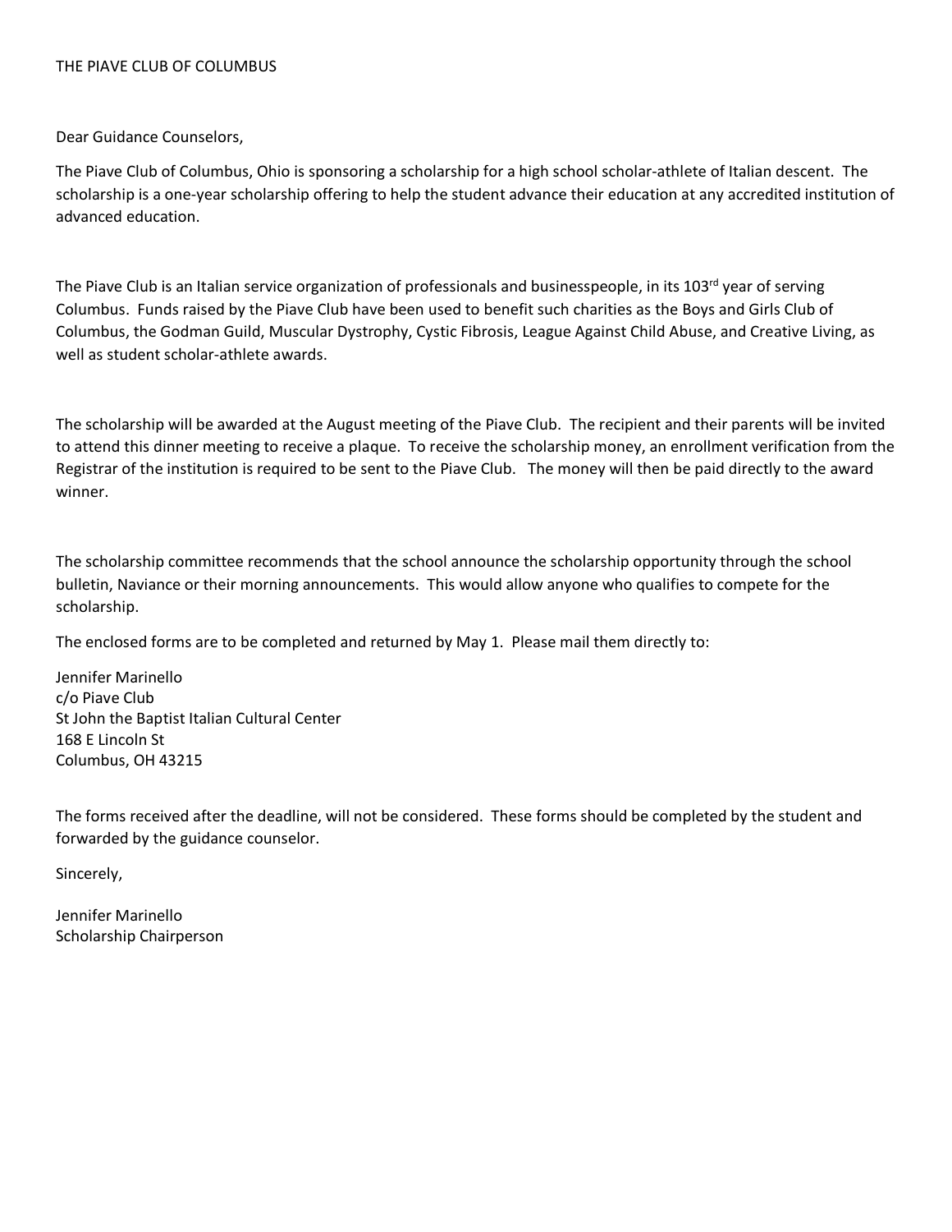THE PIAVE CLUB OF COLUMBUS

Dear Guidance Counselors,

The Piave Club of Columbus, Ohio is sponsoring a scholarship for a high school scholar-athlete of Italian descent. The scholarship is a one-year scholarship offering to help the student advance their education at any accredited institution of advanced education.

The Piave Club is an Italian service organization of professionals and businesspeople, in its 103rd year of serving Columbus. Funds raised by the Piave Club have been used to benefit such charities as the Boys and Girls Club of Columbus, the Godman Guild, Muscular Dystrophy, Cystic Fibrosis, League Against Child Abuse, and Creative Living, as well as student scholar-athlete awards.

The scholarship will be awarded at the August meeting of the Piave Club. The recipient and their parents will be invited to attend this dinner meeting to receive a plaque. To receive the scholarship money, an enrollment verification from the Registrar of the institution is required to be sent to the Piave Club. The money will then be paid directly to the award winner.

The scholarship committee recommends that the school announce the scholarship opportunity through the school bulletin, Naviance or their morning announcements. This would allow anyone who qualifies to compete for the scholarship.

The enclosed forms are to be completed and returned by May 1. Please mail them directly to:

Jennifer Marinello
c/o Piave Club
St John the Baptist Italian Cultural Center
168 E Lincoln St
Columbus, OH 43215

The forms received after the deadline, will not be considered. These forms should be completed by the student and forwarded by the guidance counselor.

Sincerely,

Jennifer Marinello
Scholarship Chairperson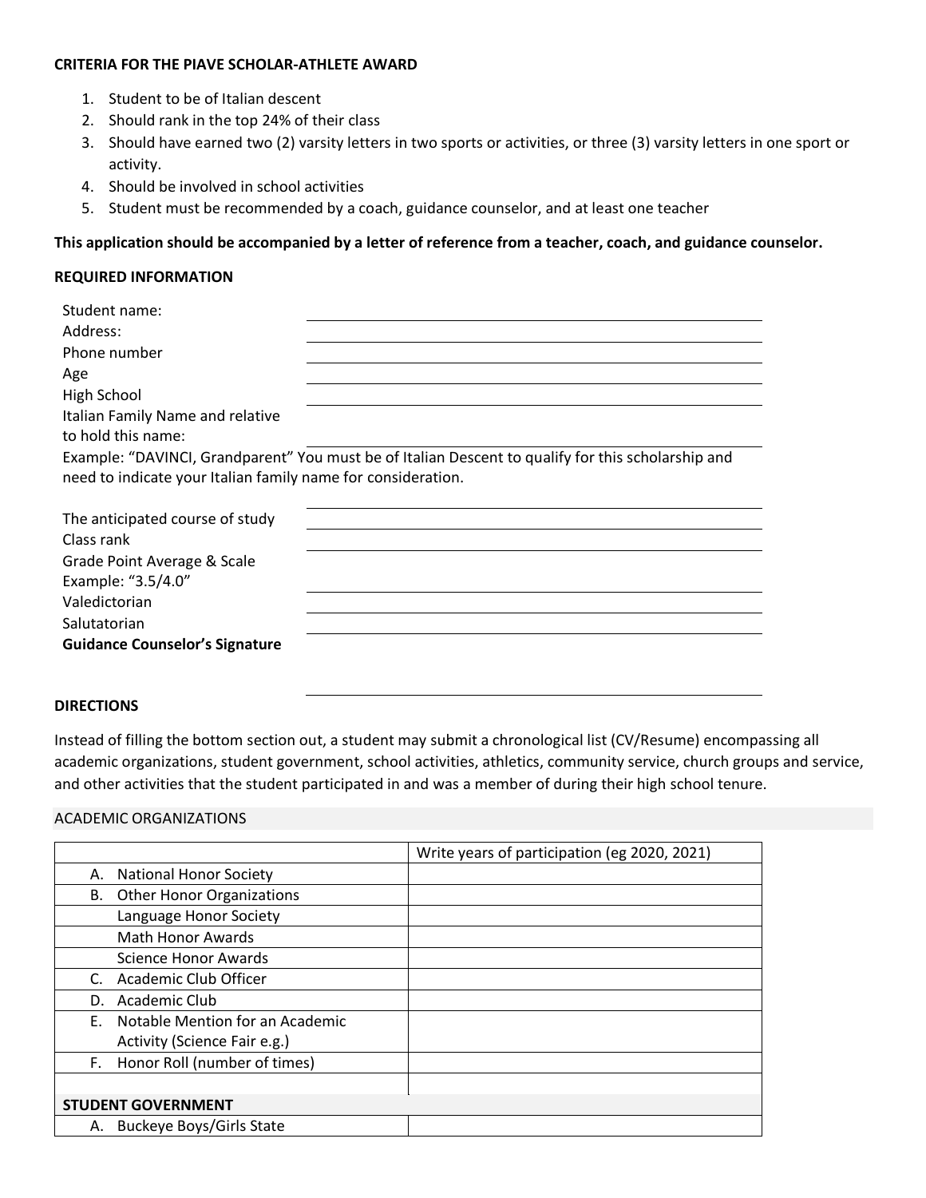**CRITERIA FOR THE PIAVE SCHOLAR-ATHLETE AWARD**

1. Student to be of Italian descent
2. Should rank in the top 24% of their class
3. Should have earned two (2) varsity letters in two sports or activities, or three (3) varsity letters in one sport or activity.
4. Should be involved in school activities
5. Student must be recommended by a coach, guidance counselor, and at least one teacher

**This application should be accompanied by a letter of reference from a teacher, coach, and guidance counselor.**

**REQUIRED INFORMATION**

Student name: \_\_\_\_\_\_\_\_\_\_\_\_\_\_\_\_\_\_\_\_

Address: \_\_\_\_\_\_\_\_\_\_\_\_\_\_\_\_\_\_\_\_

Phone number \_\_\_\_\_\_\_\_\_\_\_\_\_\_\_\_\_\_\_\_

Age \_\_\_\_\_\_\_\_\_\_\_\_\_\_\_\_\_\_\_\_

High School \_\_\_\_\_\_\_\_\_\_\_\_\_\_\_\_\_\_\_\_

Italian Family Name and relative to hold this name: \_\_\_\_\_\_\_\_\_\_\_\_\_\_\_\_\_\_\_\_

Example: "DAVINCI, Grandparent" You must be of Italian Descent to qualify for this scholarship and need to indicate your Italian family name for consideration.

The anticipated course of study \_\_\_\_\_\_\_\_\_\_\_\_\_\_\_\_\_\_\_\_

Class rank \_\_\_\_\_\_\_\_\_\_\_\_\_\_\_\_\_\_\_\_

Grade Point Average & Scale
Example: "3.5/4.0" \_\_\_\_\_\_\_\_\_\_\_\_\_\_\_\_\_\_\_\_

Valedictorian \_\_\_\_\_\_\_\_\_\_\_\_\_\_\_\_\_\_\_\_

Salutatorian \_\_\_\_\_\_\_\_\_\_\_\_\_\_\_\_\_\_\_\_

**Guidance Counselor's Signature** \_\_\_\_\_\_\_\_\_\_\_\_\_\_\_\_\_\_\_\_

**DIRECTIONS**

Instead of filling the bottom section out, a student may submit a chronological list (CV/Resume) encompassing all academic organizations, student government, school activities, athletics, community service, church groups and service, and other activities that the student participated in and was a member of during their high school tenure.

ACADEMIC ORGANIZATIONS

| | Write years of participation (eg 2020, 2021) |
|---|---|
| A. National Honor Society | |
| B. Other Honor Organizations | |
| Language Honor Society | |
| Math Honor Awards | |
| Science Honor Awards | |
| C. Academic Club Officer | |
| D. Academic Club | |
| E. Notable Mention for an Academic Activity (Science Fair e.g.) | |
| F. Honor Roll (number of times) | |
| | |
| **STUDENT GOVERNMENT** | |
| A. Buckeye Boys/Girls State | |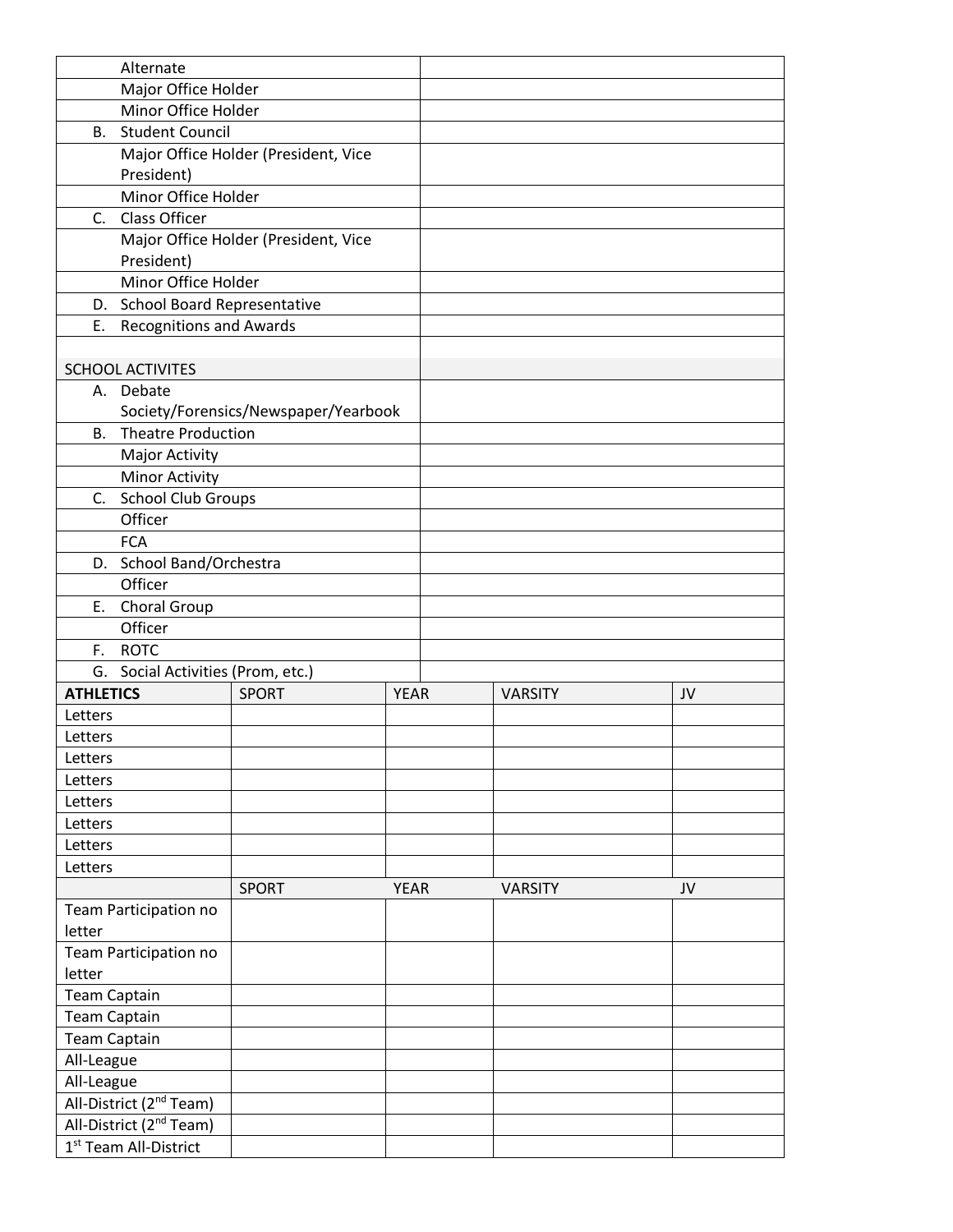| | |
|---|---|
| Alternate | |
| Major Office Holder | |
| Minor Office Holder | |
| B. Student Council | |
| Major Office Holder (President, Vice President) | |
| Minor Office Holder | |
| C. Class Officer | |
| Major Office Holder (President, Vice President) | |
| Minor Office Holder | |
| D. School Board Representative | |
| E. Recognitions and Awards | |
| | |
| SCHOOL ACTIVITES | |
| A. Debate Society/Forensics/Newspaper/Yearbook | |
| B. Theatre Production | |
| Major Activity | |
| Minor Activity | |
| C. School Club Groups | |
| Officer | |
| FCA | |
| D. School Band/Orchestra | |
| Officer | |
| E. Choral Group | |
| Officer | |
| F. ROTC | |
| G. Social Activities (Prom, etc.) | |

| **ATHLETICS** | SPORT | YEAR | VARSITY | JV |
|---|---|---|---|---|
| Letters | | | | |
| Letters | | | | |
| Letters | | | | |
| Letters | | | | |
| Letters | | | | |
| Letters | | | | |
| Letters | | | | |
| Letters | | | | |
| | SPORT | YEAR | VARSITY | JV |
| Team Participation no letter | | | | |
| Team Participation no letter | | | | |
| Team Captain | | | | |
| Team Captain | | | | |
| Team Captain | | | | |
| All-League | | | | |
| All-League | | | | |
| All-District (2nd Team) | | | | |
| All-District (2nd Team) | | | | |
| 1st Team All-District | | | | |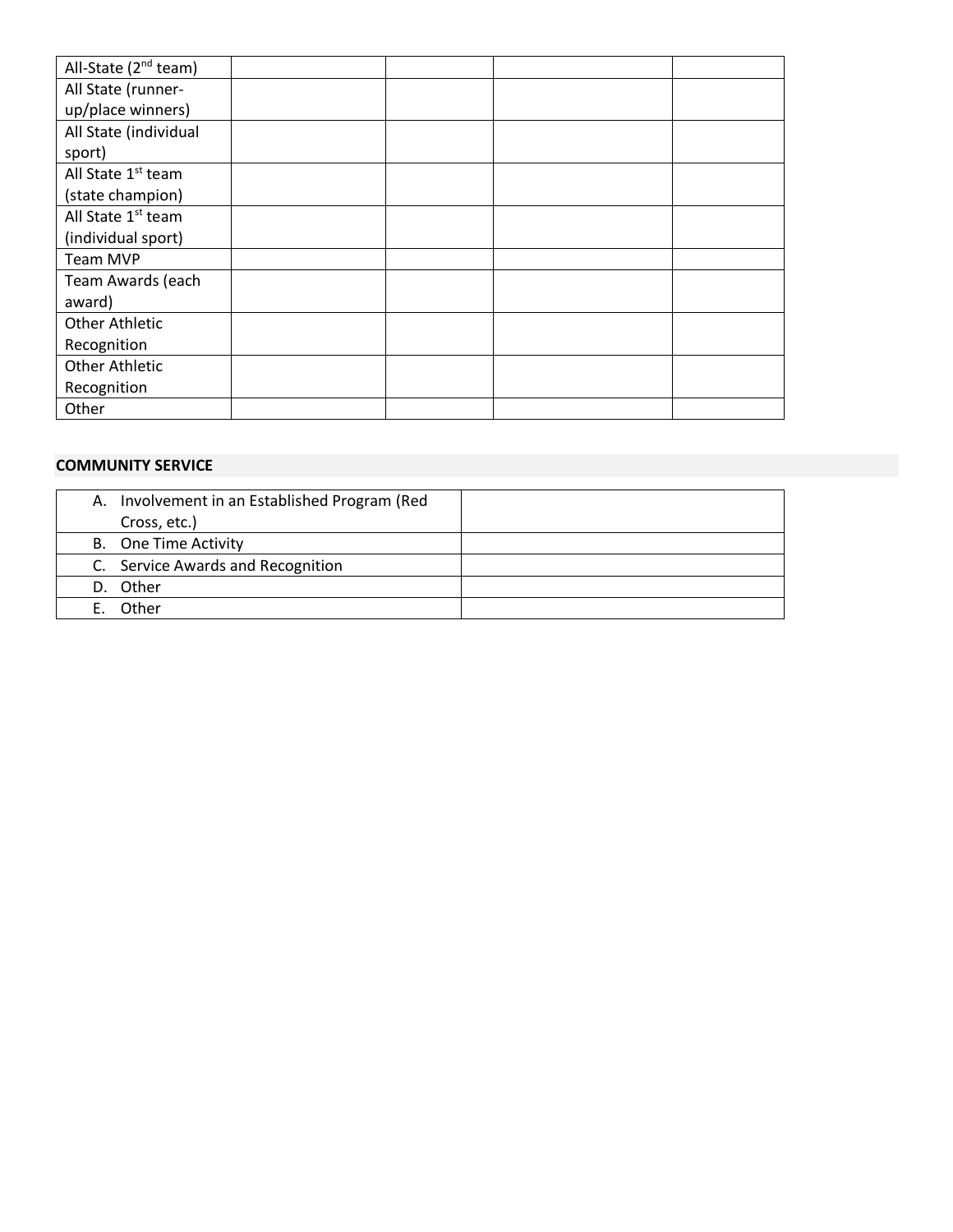| | | | | |
|---|---|---|---|---|
| All-State (2nd team) | | | | |
| All State (runner-up/place winners) | | | | |
| All State (individual sport) | | | | |
| All State 1st team (state champion) | | | | |
| All State 1st team (individual sport) | | | | |
| Team MVP | | | | |
| Team Awards (each award) | | | | |
| Other Athletic Recognition | | | | |
| Other Athletic Recognition | | | | |
| Other | | | | |

**COMMUNITY SERVICE**

| | |
|---|---|
| A. Involvement in an Established Program (Red Cross, etc.) | |
| B. One Time Activity | |
| C. Service Awards and Recognition | |
| D. Other | |
| E. Other | |